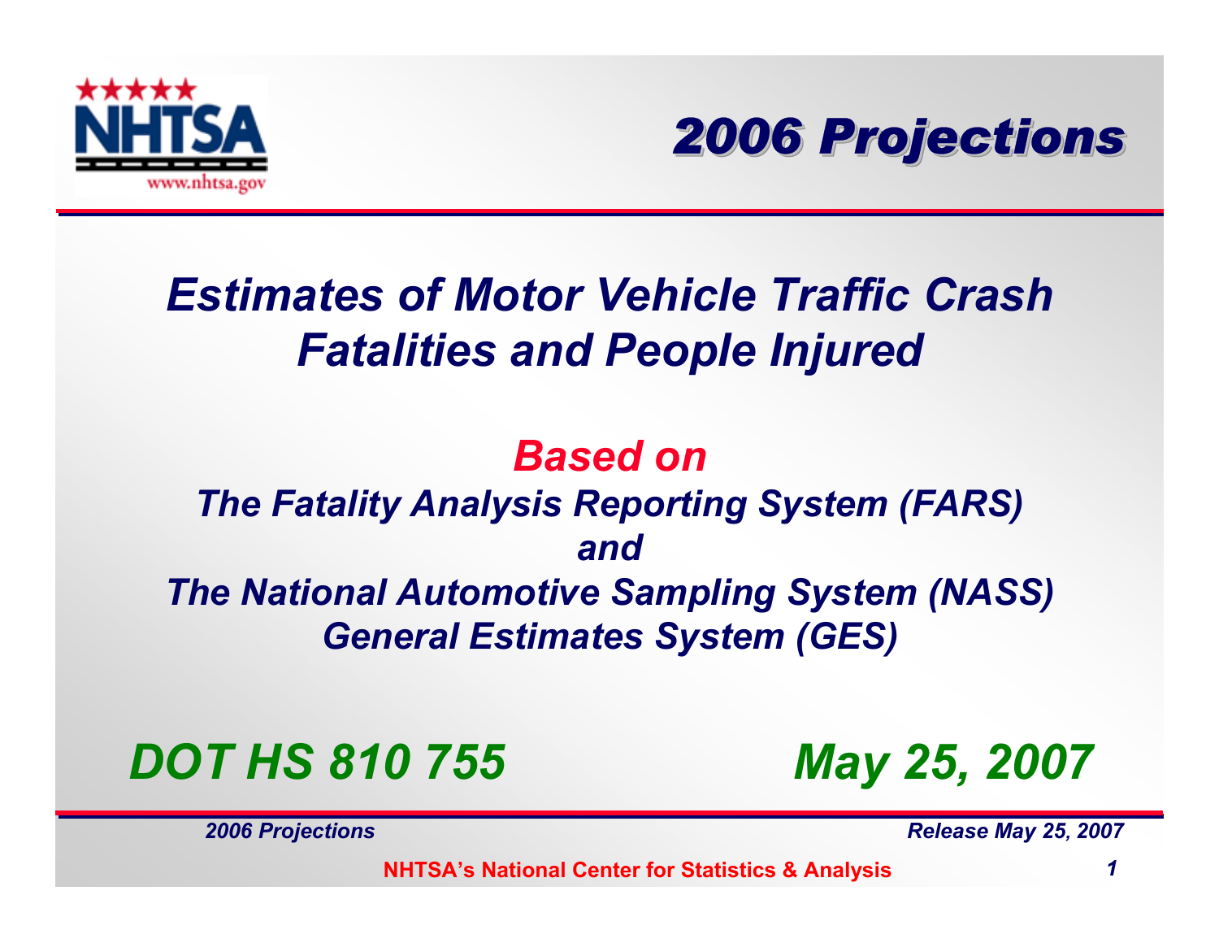# 2006 Projections

## *Estimates of Motor Vehicle Traffic Crash Fatalities and People Injured*

***Based on***

***The Fatality Analysis Reporting System (FARS)***

***and***

***The National Automotive Sampling System (NASS) General Estimates System (GES)***

***DOT HS 810 755***

***May 25, 2007***

**NHTSA's National Center for Statistics & Analysis**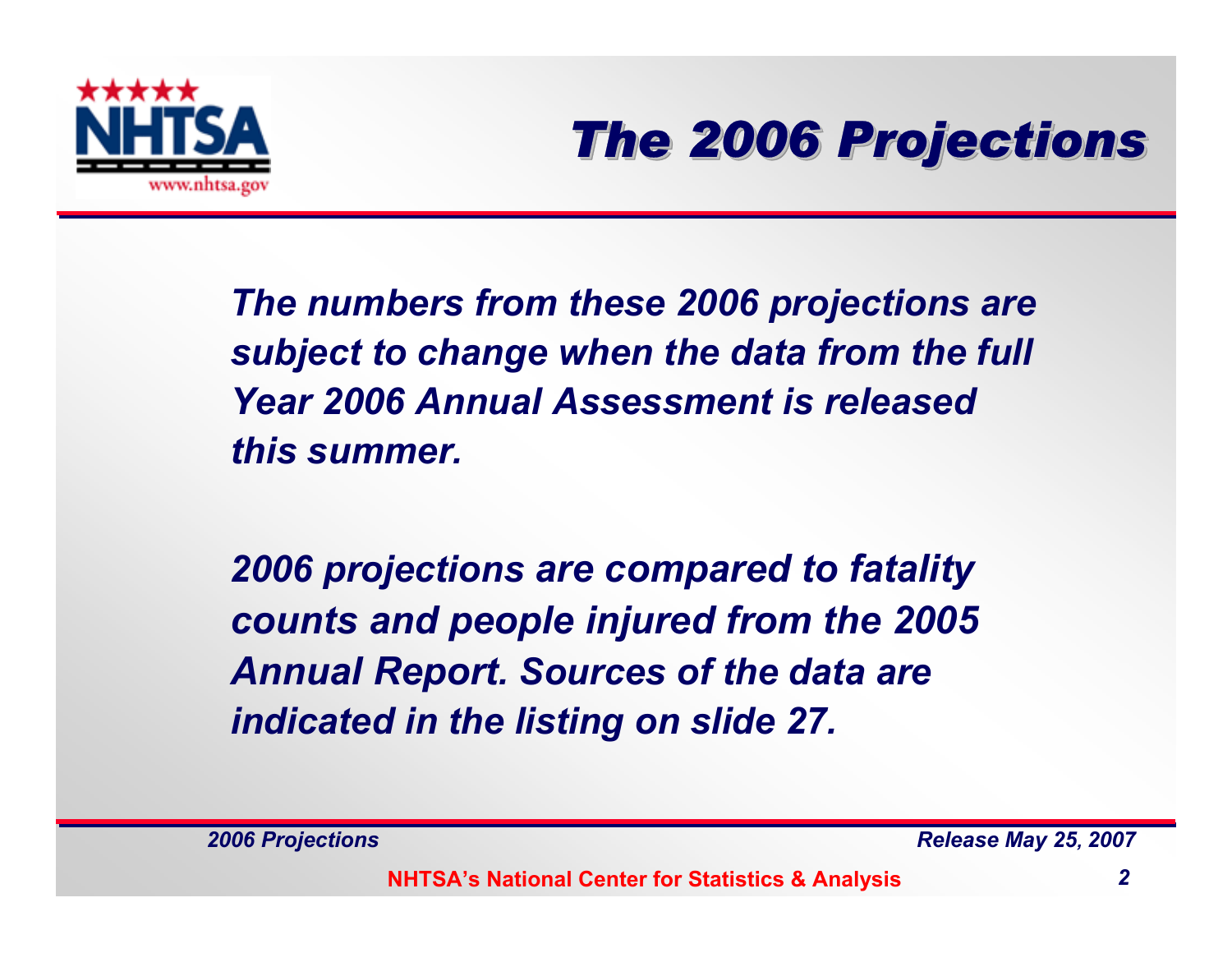# The 2006 Projections

*The numbers from these 2006 projections are subject to change when the data from the full Year 2006 Annual Assessment is released this summer.*

*2006 projections are compared to fatality counts and people injured from the 2005 Annual Report. Sources of the data are indicated in the listing on slide 27.*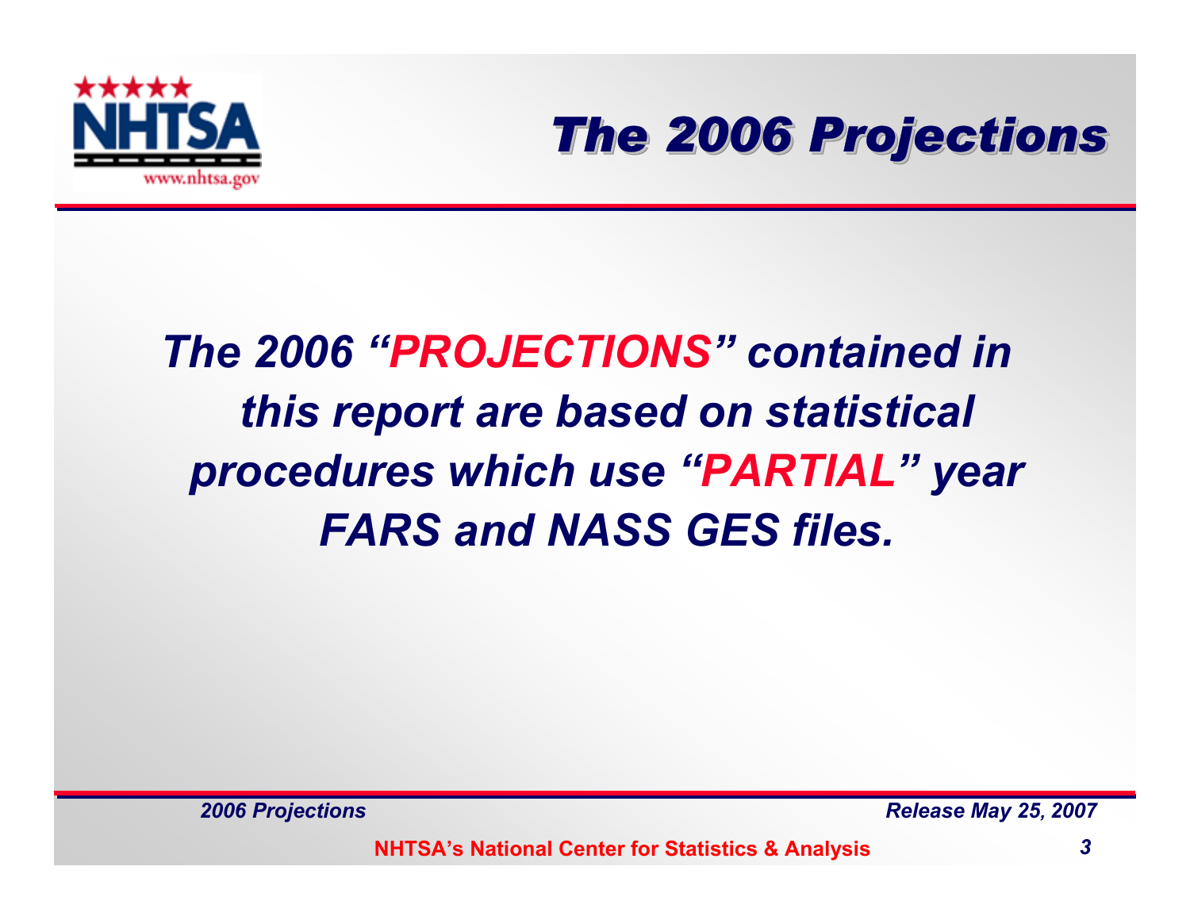# The 2006 Projections

***The 2006 "PROJECTIONS" contained in this report are based on statistical procedures which use "PARTIAL" year FARS and NASS GES files.***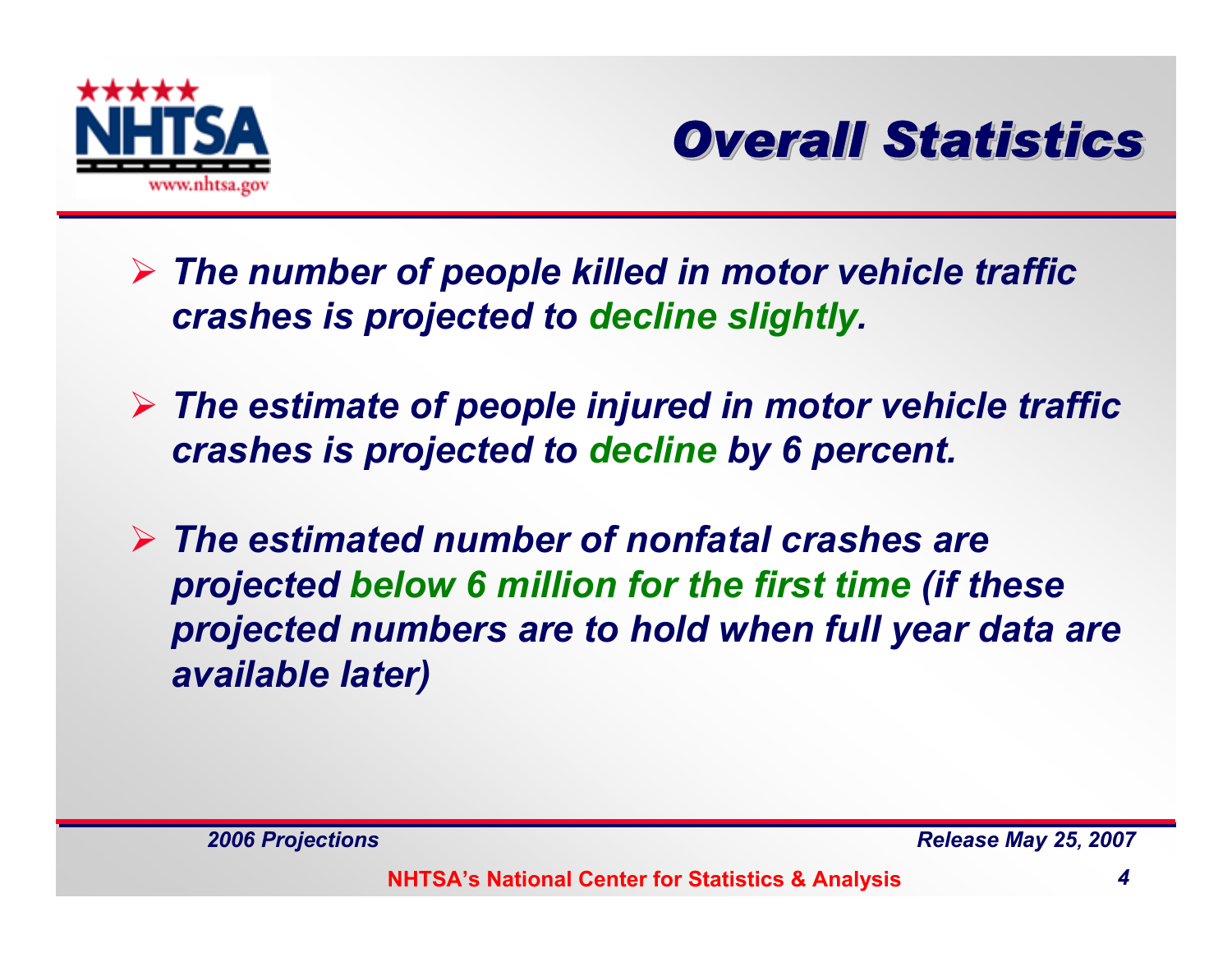## Overall Statistics

- *The number of people killed in motor vehicle traffic crashes is projected to decline slightly.*
- *The estimate of people injured in motor vehicle traffic crashes is projected to decline by 6 percent.*
- *The estimated number of nonfatal crashes are projected below 6 million for the first time (if these projected numbers are to hold when full year data are available later)*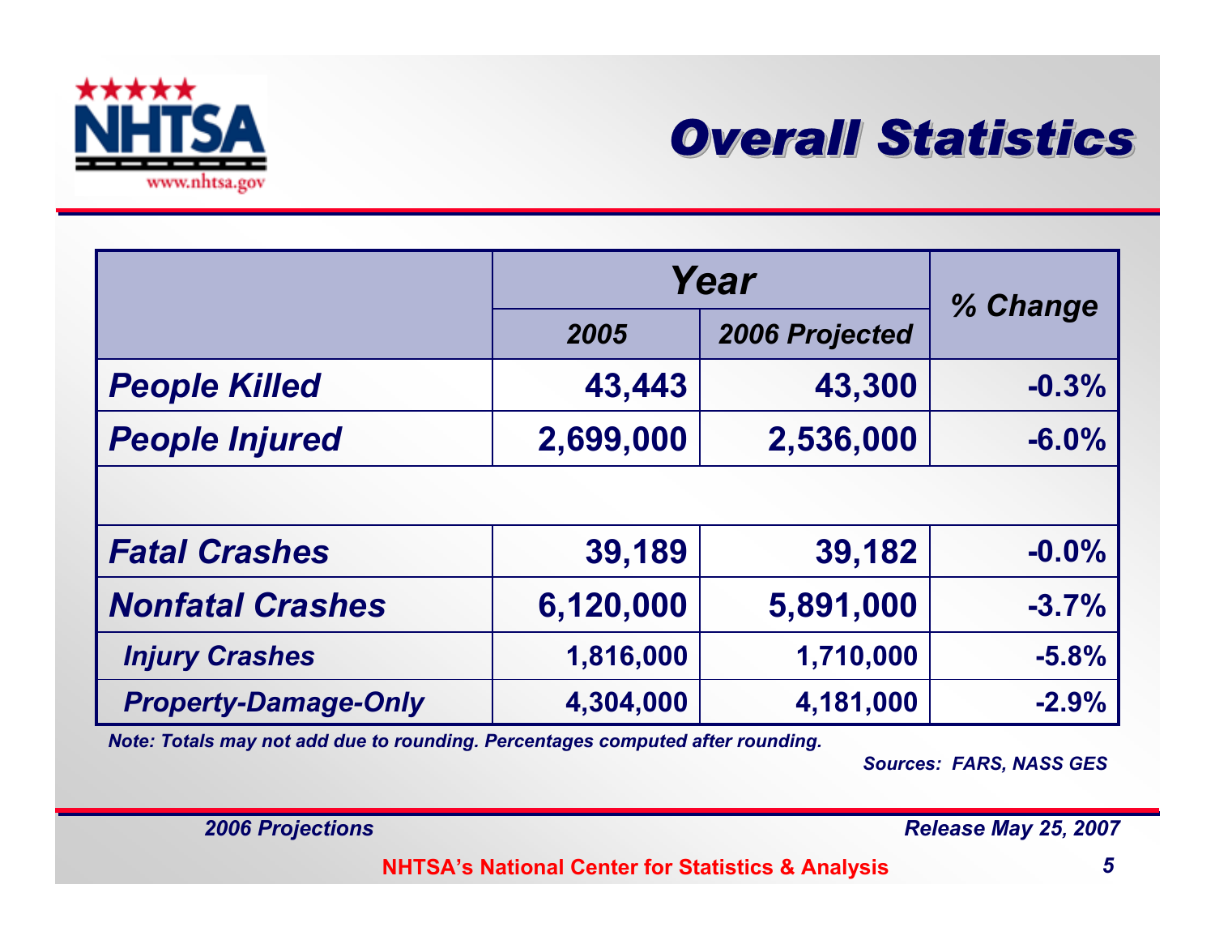# Overall Statistics

| | Year | | % Change |
|---|---|---|---|
| | 2005 | 2006 Projected | |
| **People Killed** | 43,443 | 43,300 | -0.3% |
| **People Injured** | 2,699,000 | 2,536,000 | -6.0% |
| | | | |
| **Fatal Crashes** | 39,189 | 39,182 | -0.0% |
| **Nonfatal Crashes** | 6,120,000 | 5,891,000 | -3.7% |
| Injury Crashes | 1,816,000 | 1,710,000 | -5.8% |
| Property-Damage-Only | 4,304,000 | 4,181,000 | -2.9% |

*Note: Totals may not add due to rounding. Percentages computed after rounding.*

*Sources: FARS, NASS GES*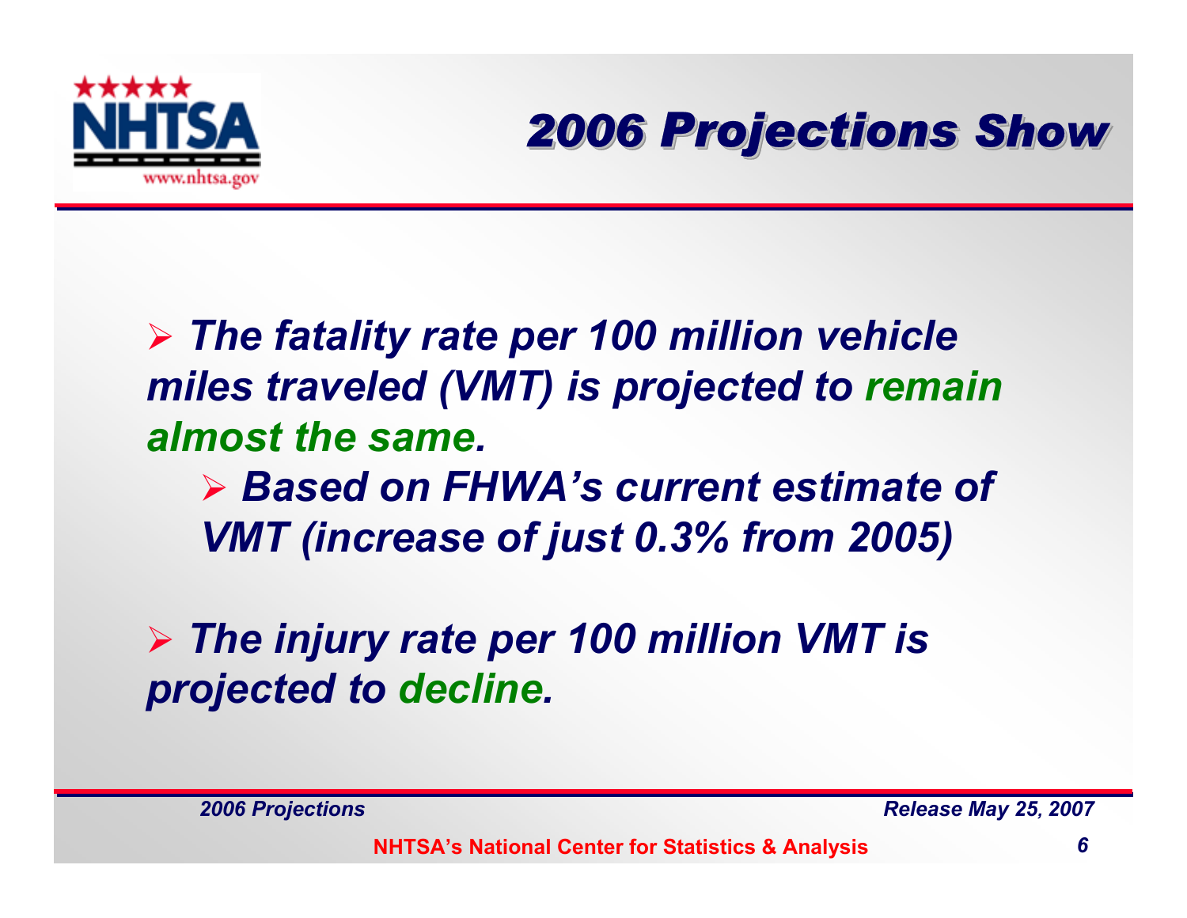# 2006 Projections Show

- ***The fatality rate per 100 million vehicle miles traveled (VMT) is projected to remain almost the same.***
  - ***Based on FHWA's current estimate of VMT (increase of just 0.3% from 2005)***

- ***The injury rate per 100 million VMT is projected to decline.***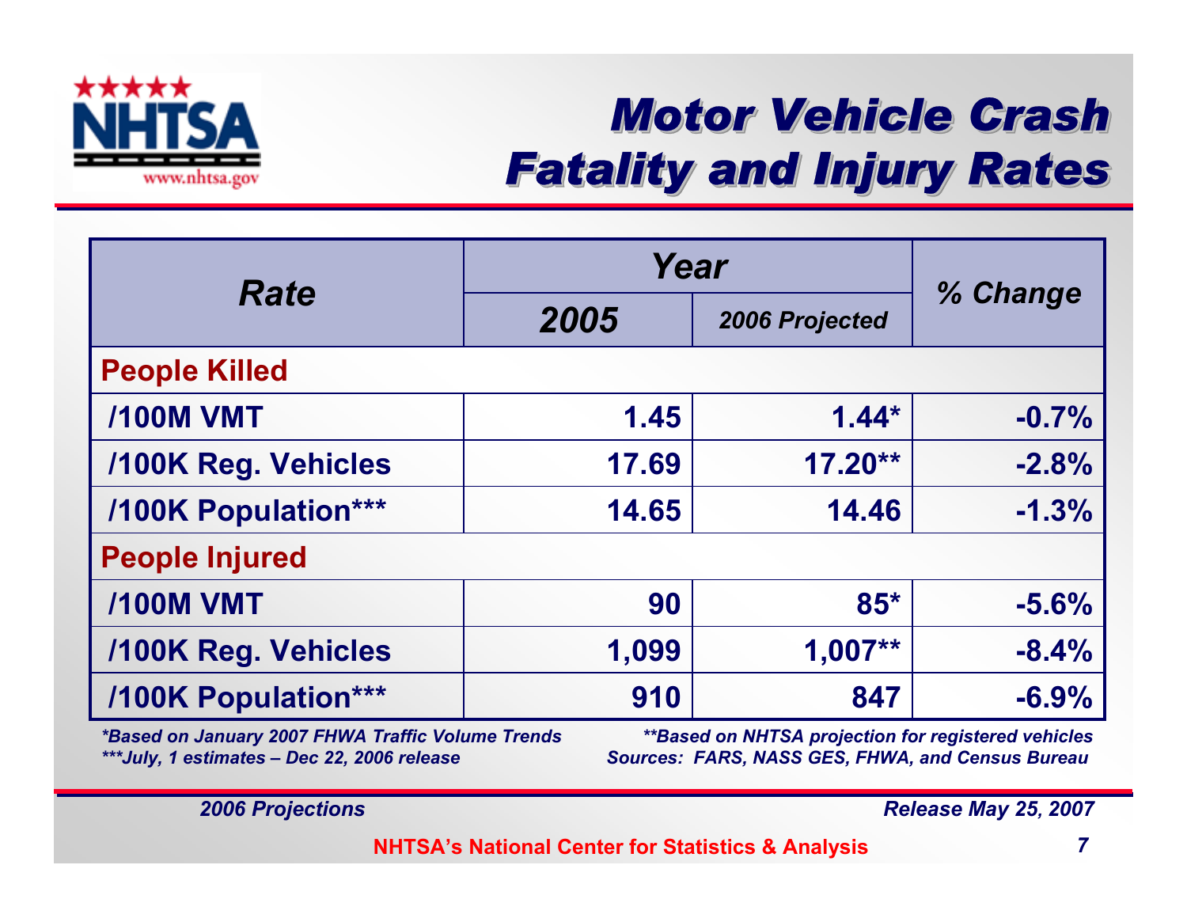# Motor Vehicle Crash Fatality and Injury Rates

| Rate | Year | | % Change |
|---|---|---|---|
| | 2005 | 2006 Projected | |
| **People Killed** | | | |
| /100M VMT | 1.45 | 1.44* | -0.7% |
| /100K Reg. Vehicles | 17.69 | 17.20** | -2.8% |
| /100K Population*** | 14.65 | 14.46 | -1.3% |
| **People Injured** | | | |
| /100M VMT | 90 | 85* | -5.6% |
| /100K Reg. Vehicles | 1,099 | 1,007** | -8.4% |
| /100K Population*** | 910 | 847 | -6.9% |

*\*Based on January 2007 FHWA Traffic Volume Trends*

*\*\*Based on NHTSA projection for registered vehicles*

*\*\*\*July, 1 estimates – Dec 22, 2006 release*

*Sources: FARS, NASS GES, FHWA, and Census Bureau*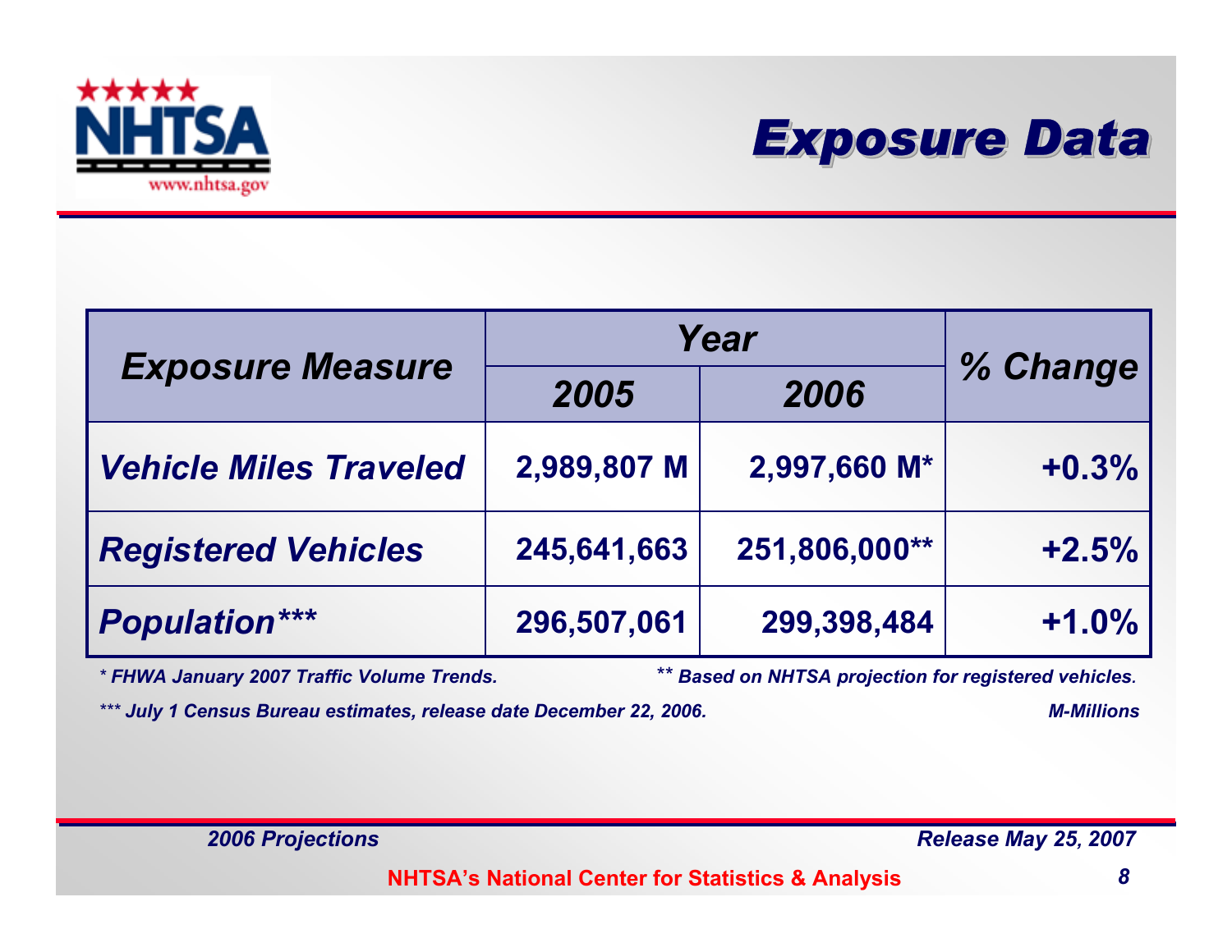# Exposure Data

| Exposure Measure | Year | | % Change |
|---|---|---|---|
| | 2005 | 2006 | |
| Vehicle Miles Traveled | 2,989,807 M | 2,997,660 M* | +0.3% |
| Registered Vehicles | 245,641,663 | 251,806,000** | +2.5% |
| Population*** | 296,507,061 | 299,398,484 | +1.0% |

*\* FHWA January 2007 Traffic Volume Trends.*

*\*\* Based on NHTSA projection for registered vehicles.*

*\*\*\* July 1 Census Bureau estimates, release date December 22, 2006.*

*M-Millions*

*2006 Projections* | *Release May 25, 2007*

**NHTSA's National Center for Statistics & Analysis**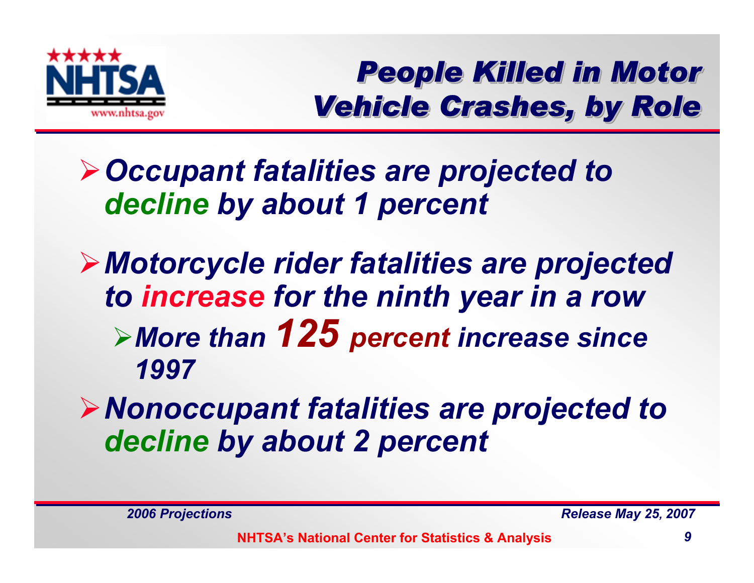# People Killed in Motor Vehicle Crashes, by Role

- *Occupant fatalities are projected to decline by about 1 percent*
- *Motorcycle rider fatalities are projected to increase for the ninth year in a row*
  - *More than **125** percent increase since 1997*
- *Nonoccupant fatalities are projected to decline by about 2 percent*

*2006 Projections* — *Release May 25, 2007*

**NHTSA's National Center for Statistics & Analysis**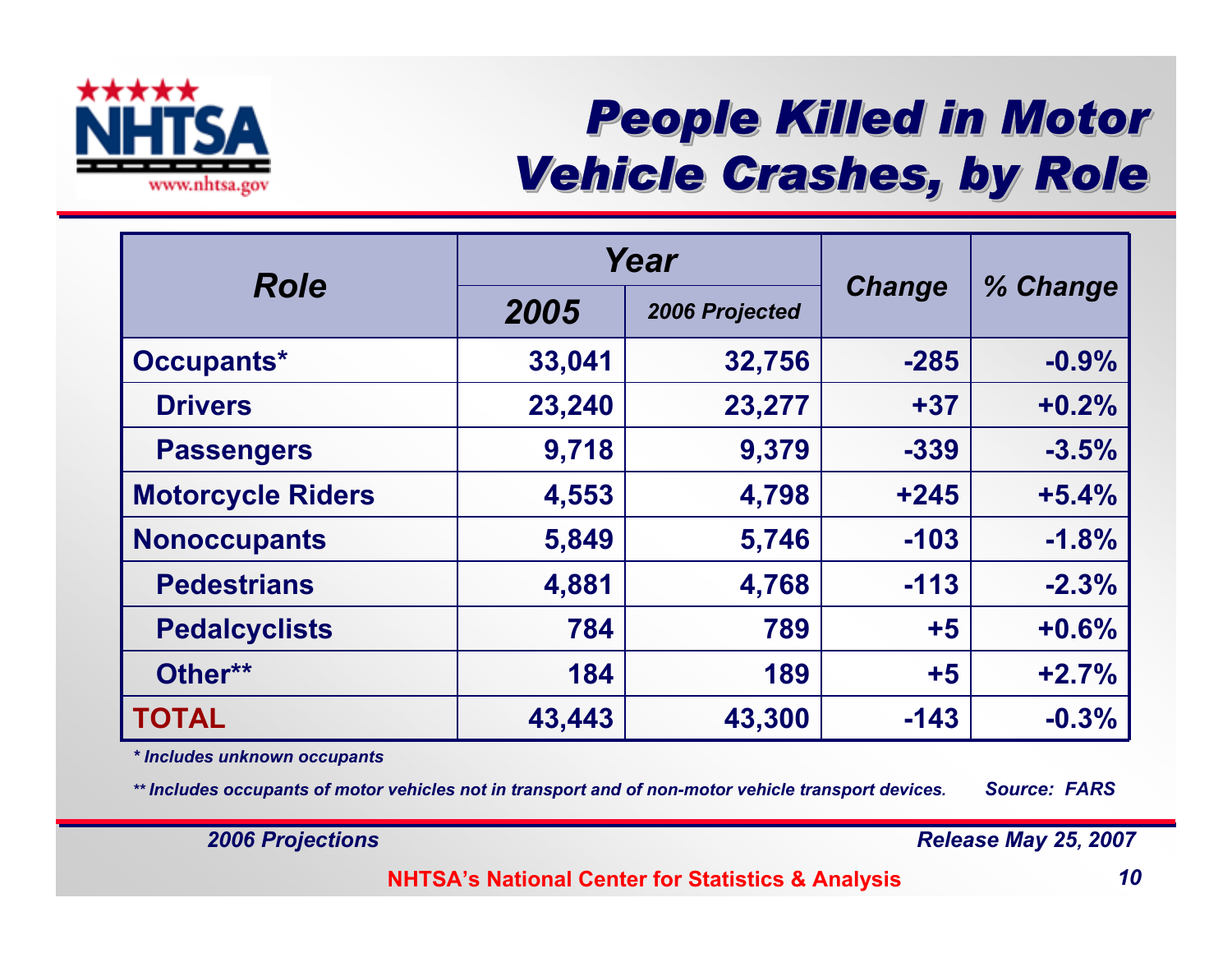# People Killed in Motor Vehicle Crashes, by Role

| Role | Year | | Change | % Change |
|---|---|---|---|---|
| | 2005 | 2006 Projected | | |
| **Occupants*** | 33,041 | 32,756 | -285 | -0.9% |
| **Drivers** | 23,240 | 23,277 | +37 | +0.2% |
| **Passengers** | 9,718 | 9,379 | -339 | -3.5% |
| **Motorcycle Riders** | 4,553 | 4,798 | +245 | +5.4% |
| **Nonoccupants** | 5,849 | 5,746 | -103 | -1.8% |
| **Pedestrians** | 4,881 | 4,768 | -113 | -2.3% |
| **Pedalcyclists** | 784 | 789 | +5 | +0.6% |
| **Other**** | 184 | 189 | +5 | +2.7% |
| **TOTAL** | 43,443 | 43,300 | -143 | -0.3% |

*\* Includes unknown occupants*

*\*\* Includes occupants of motor vehicles not in transport and of non-motor vehicle transport devices.*

*Source: FARS*

*2006 Projections*

*Release May 25, 2007*

NHTSA's National Center for Statistics & Analysis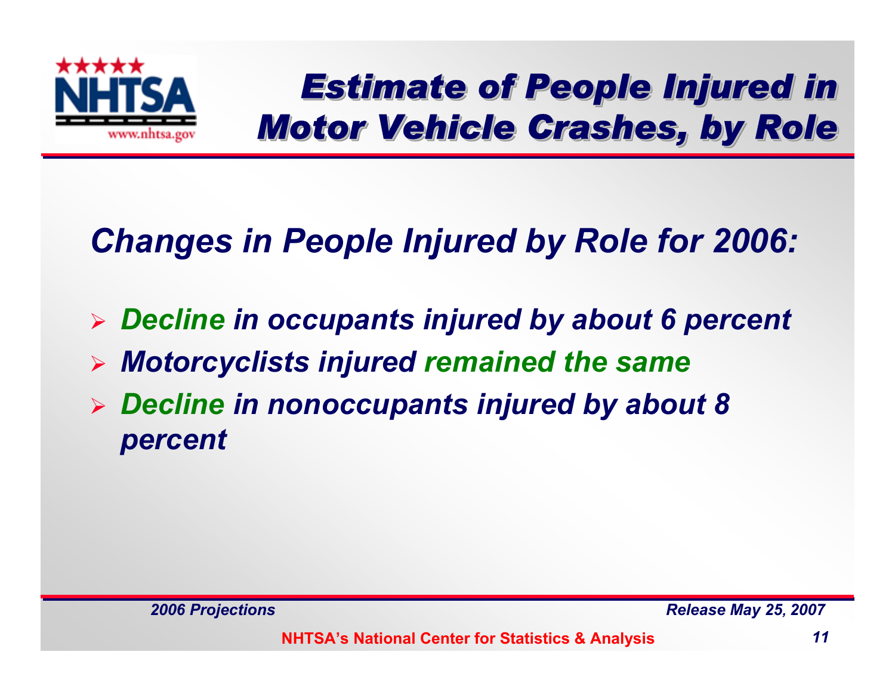# Estimate of People Injured in Motor Vehicle Crashes, by Role

## Changes in People Injured by Role for 2006:

- *Decline in occupants injured by about 6 percent*
- *Motorcyclists injured remained the same*
- *Decline in nonoccupants injured by about 8 percent*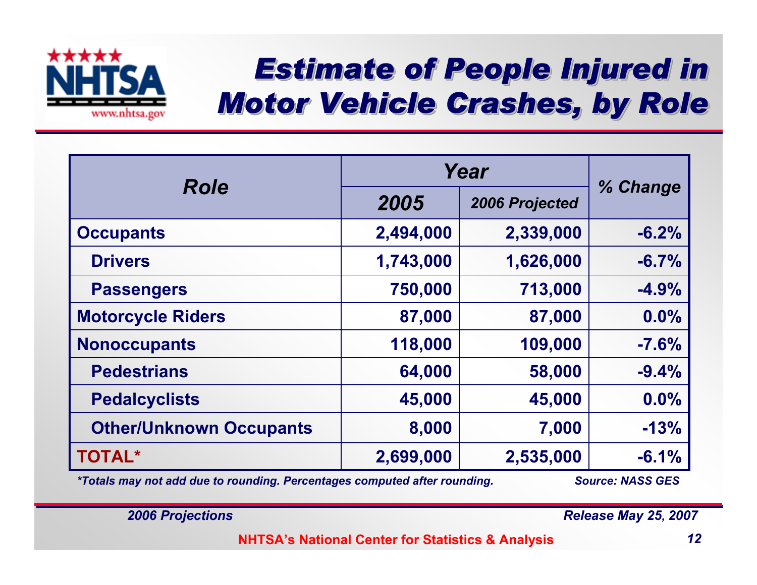# Estimate of People Injured in Motor Vehicle Crashes, by Role

| Role | Year | | % Change |
|---|---|---|---|
| | 2005 | 2006 Projected | |
| **Occupants** | 2,494,000 | 2,339,000 | -6.2% |
| Drivers | 1,743,000 | 1,626,000 | -6.7% |
| Passengers | 750,000 | 713,000 | -4.9% |
| **Motorcycle Riders** | 87,000 | 87,000 | 0.0% |
| **Nonoccupants** | 118,000 | 109,000 | -7.6% |
| Pedestrians | 64,000 | 58,000 | -9.4% |
| Pedalcyclists | 45,000 | 45,000 | 0.0% |
| Other/Unknown Occupants | 8,000 | 7,000 | -13% |
| **TOTAL*** | 2,699,000 | 2,535,000 | -6.1% |

*\*Totals may not add due to rounding. Percentages computed after rounding.*

*Source: NASS GES*

*2006 Projections*

*Release May 25, 2007*

NHTSA's National Center for Statistics & Analysis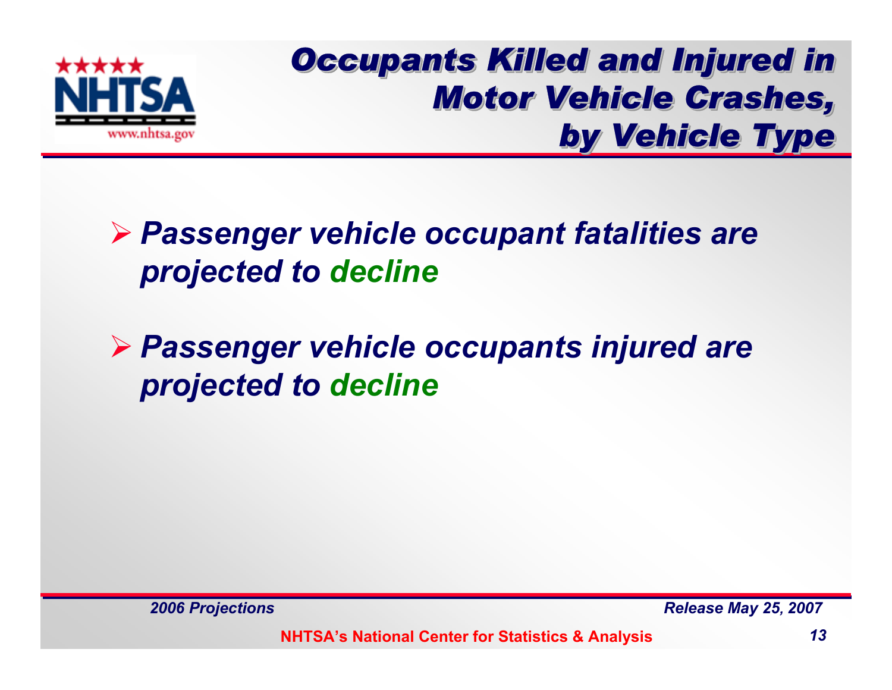# Occupants Killed and Injured in Motor Vehicle Crashes, by Vehicle Type

- *Passenger vehicle occupant fatalities are projected to decline*
- *Passenger vehicle occupants injured are projected to decline*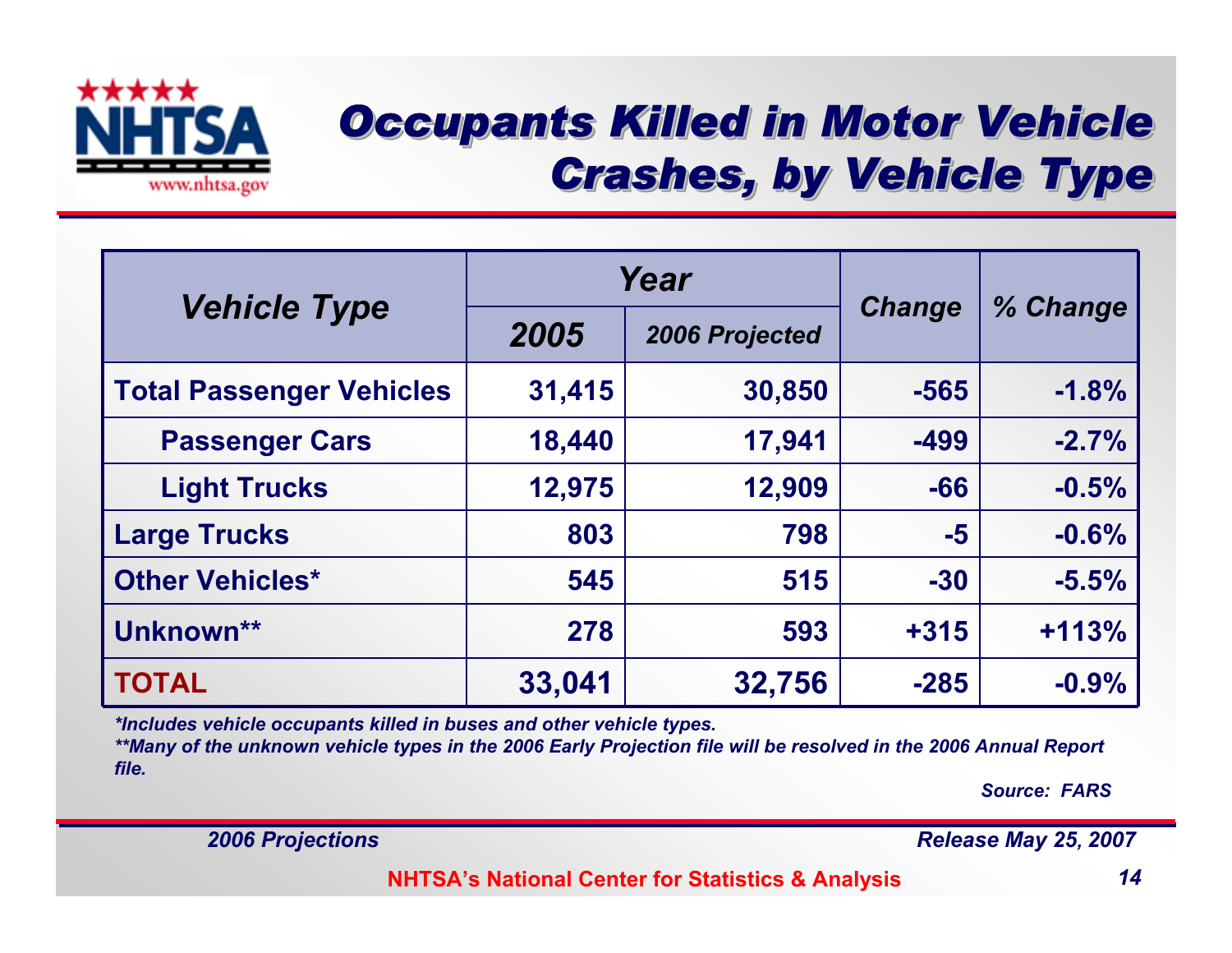# Occupants Killed in Motor Vehicle Crashes, by Vehicle Type

| Vehicle Type | Year | | Change | % Change |
|---|---|---|---|---|
| | 2005 | 2006 Projected | | |
| **Total Passenger Vehicles** | 31,415 | 30,850 | -565 | -1.8% |
| Passenger Cars | 18,440 | 17,941 | -499 | -2.7% |
| Light Trucks | 12,975 | 12,909 | -66 | -0.5% |
| **Large Trucks** | 803 | 798 | -5 | -0.6% |
| **Other Vehicles*** | 545 | 515 | -30 | -5.5% |
| **Unknown**** | 278 | 593 | +315 | +113% |
| **TOTAL** | 33,041 | 32,756 | -285 | -0.9% |

*\*Includes vehicle occupants killed in buses and other vehicle types.*
*\*\*Many of the unknown vehicle types in the 2006 Early Projection file will be resolved in the 2006 Annual Report file.*

*Source: FARS*

*2006 Projections* *Release May 25, 2007*

NHTSA's National Center for Statistics & Analysis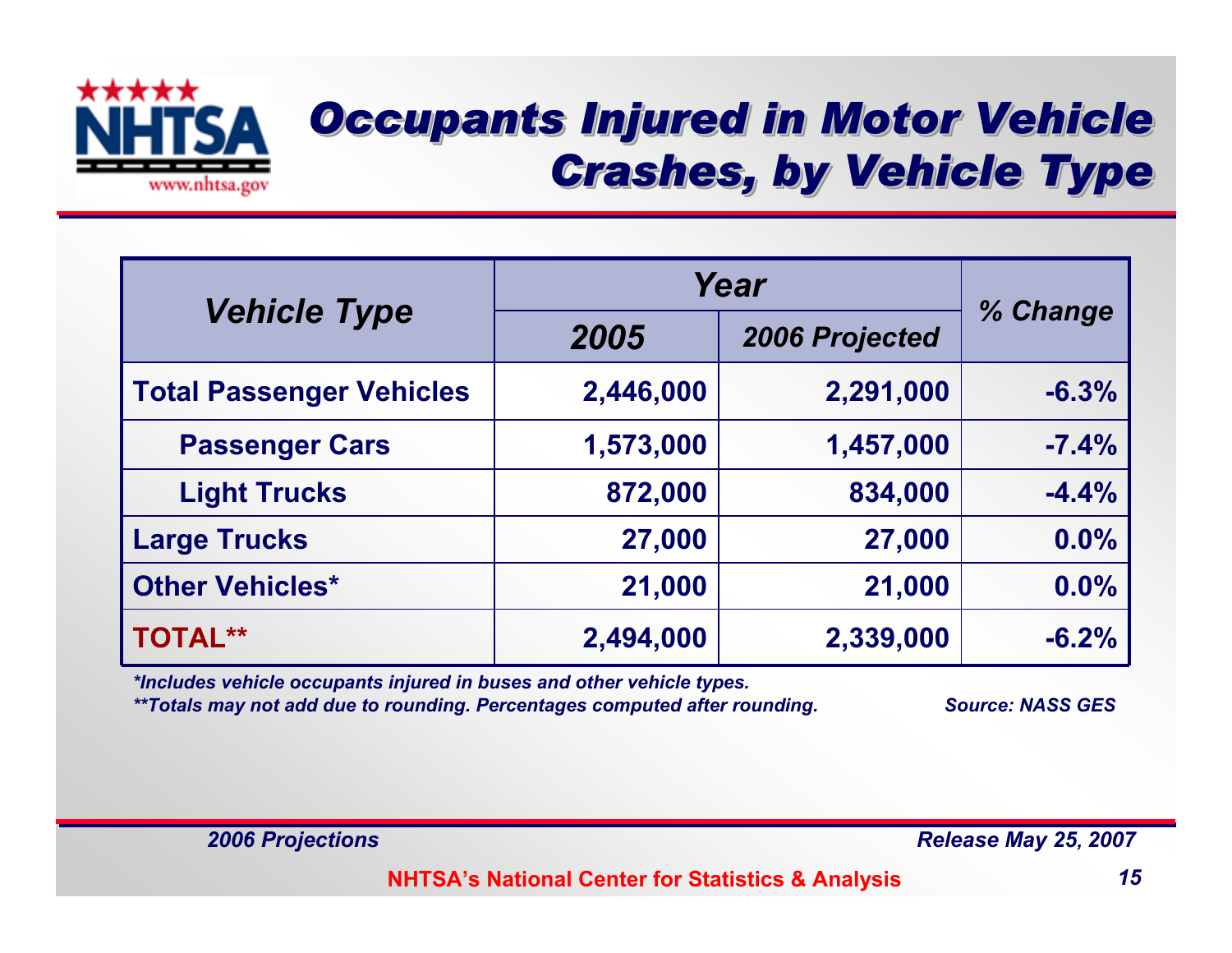# Occupants Injured in Motor Vehicle Crashes, by Vehicle Type

| Vehicle Type | Year | | % Change |
|---|---|---|---|
| | 2005 | 2006 Projected | |
| **Total Passenger Vehicles** | 2,446,000 | 2,291,000 | -6.3% |
| Passenger Cars | 1,573,000 | 1,457,000 | -7.4% |
| Light Trucks | 872,000 | 834,000 | -4.4% |
| **Large Trucks** | 27,000 | 27,000 | 0.0% |
| **Other Vehicles*** | 21,000 | 21,000 | 0.0% |
| **TOTAL**** | 2,494,000 | 2,339,000 | -6.2% |

*\*Includes vehicle occupants injured in buses and other vehicle types.*
*\*\*Totals may not add due to rounding. Percentages computed after rounding.*

*Source: NASS GES*

*2006 Projections* *Release May 25, 2007*

NHTSA's National Center for Statistics & Analysis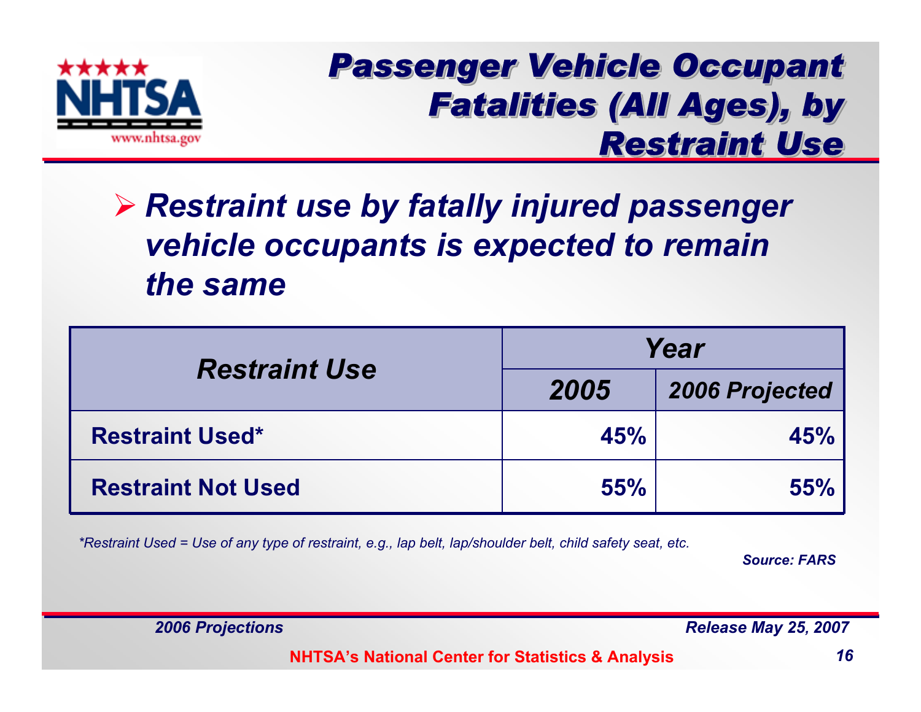# Passenger Vehicle Occupant Fatalities (All Ages), by Restraint Use

- *Restraint use by fatally injured passenger vehicle occupants is expected to remain the same*

| Restraint Use | Year | |
|---|---|---|
| | 2005 | 2006 Projected |
| **Restraint Used*** | **45%** | **45%** |
| **Restraint Not Used** | **55%** | **55%** |

*\*Restraint Used = Use of any type of restraint, e.g., lap belt, lap/shoulder belt, child safety seat, etc.*

***Source: FARS***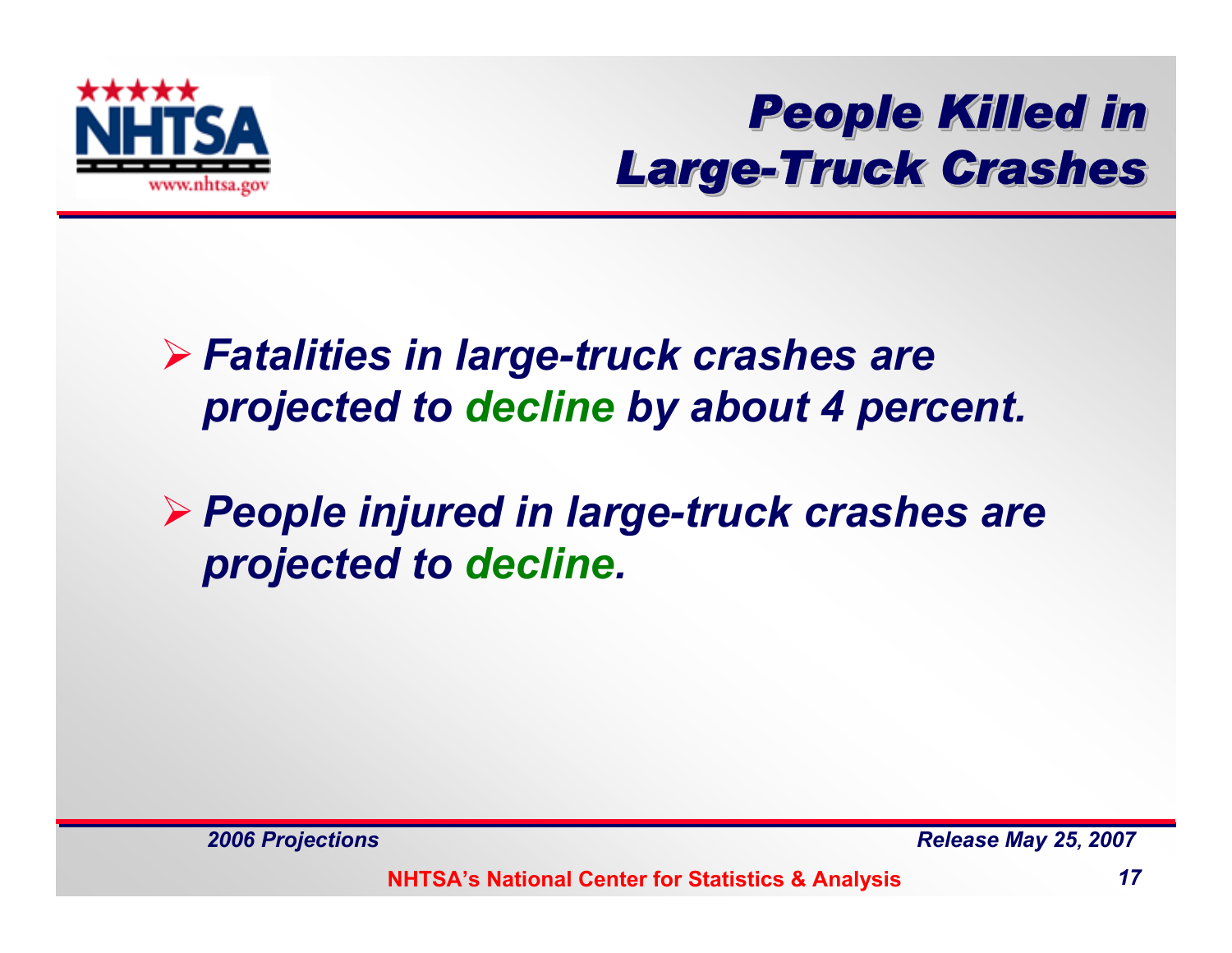# *People Killed in Large-Truck Crashes*

- ***Fatalities in large-truck crashes are projected to decline by about 4 percent.***
- ***People injured in large-truck crashes are projected to decline.***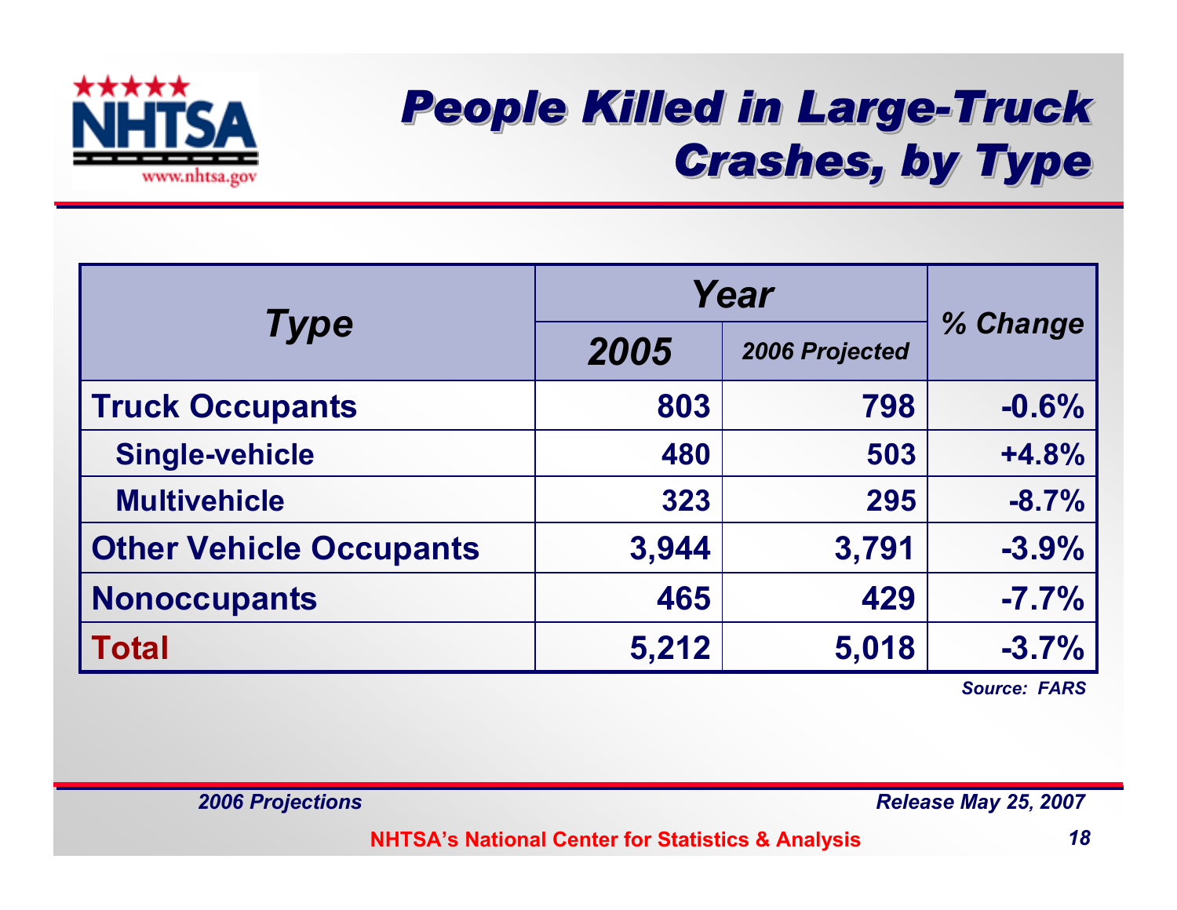# People Killed in Large-Truck Crashes, by Type

| Type | Year | | % Change |
|---|---|---|---|
| | 2005 | 2006 Projected | |
| **Truck Occupants** | 803 | 798 | -0.6% |
| Single-vehicle | 480 | 503 | +4.8% |
| Multivehicle | 323 | 295 | -8.7% |
| **Other Vehicle Occupants** | 3,944 | 3,791 | -3.9% |
| **Nonoccupants** | 465 | 429 | -7.7% |
| **Total** | 5,212 | 5,018 | -3.7% |

*Source: FARS*

*2006 Projections* *Release May 25, 2007*

NHTSA's National Center for Statistics & Analysis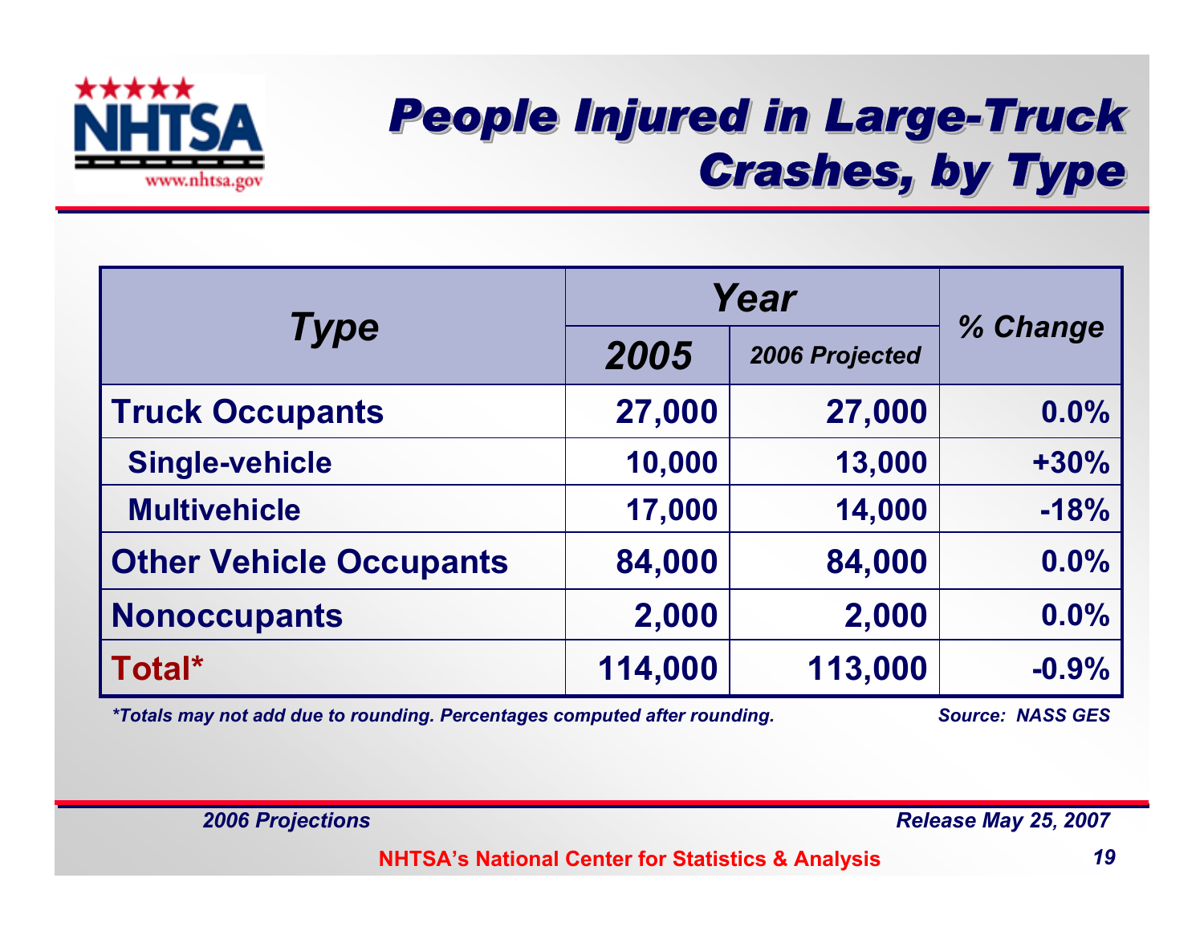# People Injured in Large-Truck Crashes, by Type

| Type | Year | | % Change |
|---|---|---|---|
| | 2005 | 2006 Projected | |
| **Truck Occupants** | 27,000 | 27,000 | 0.0% |
| Single-vehicle | 10,000 | 13,000 | +30% |
| Multivehicle | 17,000 | 14,000 | -18% |
| **Other Vehicle Occupants** | 84,000 | 84,000 | 0.0% |
| **Nonoccupants** | 2,000 | 2,000 | 0.0% |
| **Total*** | 114,000 | 113,000 | -0.9% |

*\*Totals may not add due to rounding. Percentages computed after rounding.*

*Source: NASS GES*

*2006 Projections*

*Release May 25, 2007*

**NHTSA's National Center for Statistics & Analysis**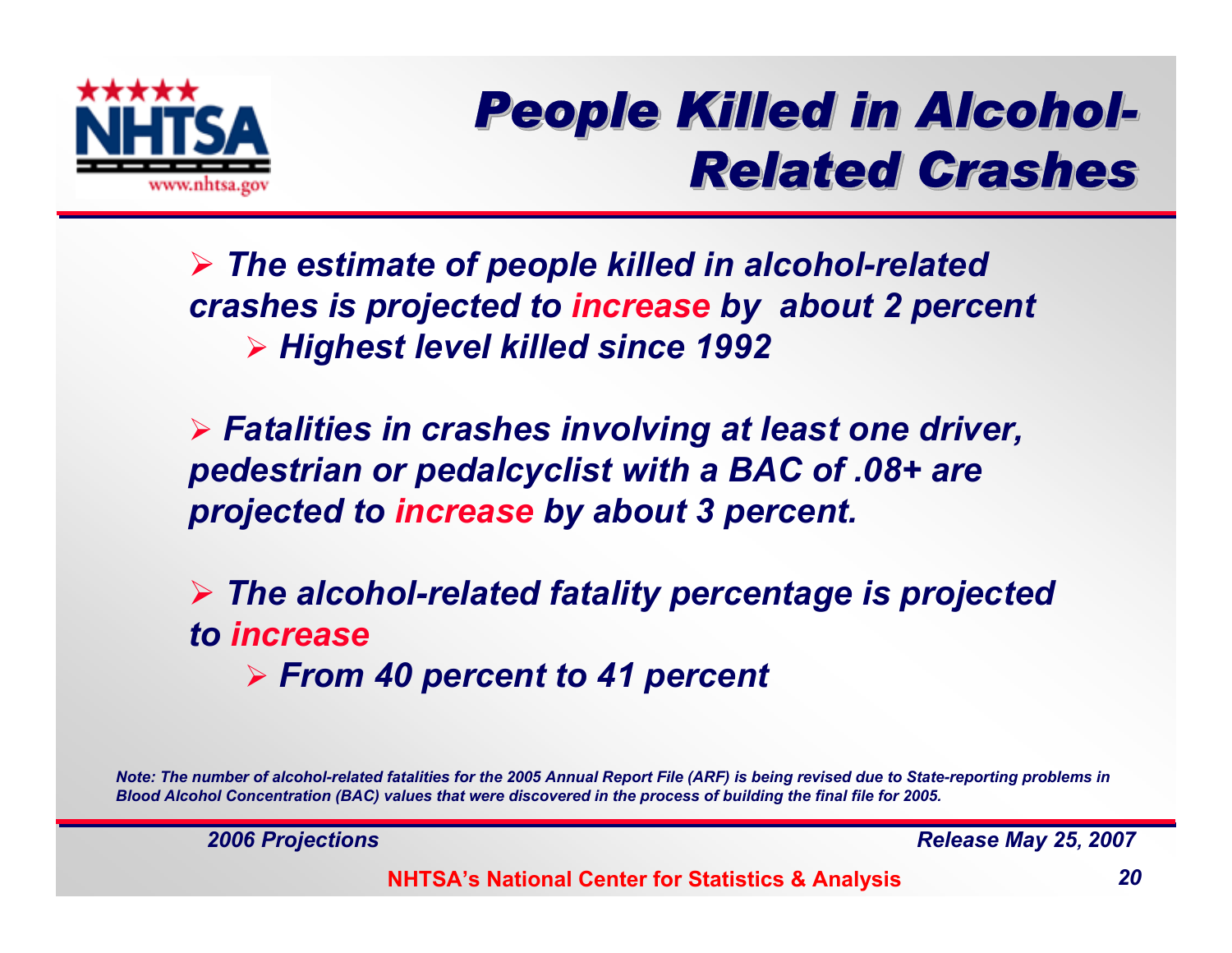# People Killed in Alcohol-Related Crashes

- *The estimate of people killed in alcohol-related crashes is projected to increase by about 2 percent*
  - *Highest level killed since 1992*

- *Fatalities in crashes involving at least one driver, pedestrian or pedalcyclist with a BAC of .08+ are projected to increase by about 3 percent.*

- *The alcohol-related fatality percentage is projected to increase*
  - *From 40 percent to 41 percent*

*Note: The number of alcohol-related fatalities for the 2005 Annual Report File (ARF) is being revised due to State-reporting problems in Blood Alcohol Concentration (BAC) values that were discovered in the process of building the final file for 2005.*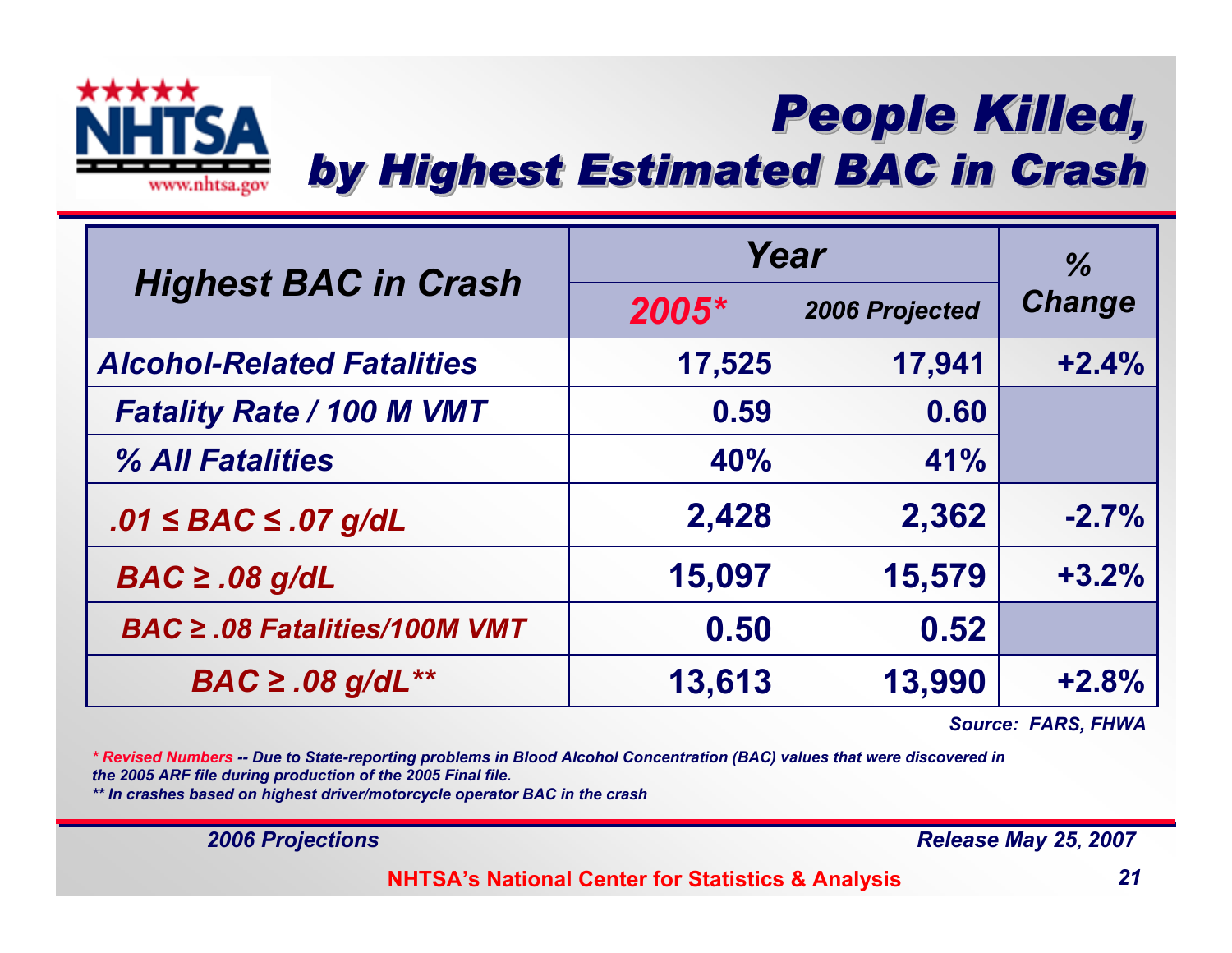# People Killed, by Highest Estimated BAC in Crash

| Highest BAC in Crash | Year | | % Change |
|---|---|---|---|
| | 2005* | 2006 Projected | |
| Alcohol-Related Fatalities | 17,525 | 17,941 | +2.4% |
| Fatality Rate / 100 M VMT | 0.59 | 0.60 | |
| % All Fatalities | 40% | 41% | |
| .01 ≤ BAC ≤ .07 g/dL | 2,428 | 2,362 | -2.7% |
| BAC ≥ .08 g/dL | 15,097 | 15,579 | +3.2% |
| BAC ≥ .08 Fatalities/100M VMT | 0.50 | 0.52 | |
| BAC ≥ .08 g/dL** | 13,613 | 13,990 | +2.8% |

*Source: FARS, FHWA*

*\* Revised Numbers -- Due to State-reporting problems in Blood Alcohol Concentration (BAC) values that were discovered in the 2005 ARF file during production of the 2005 Final file.*

*\*\* In crashes based on highest driver/motorcycle operator BAC in the crash*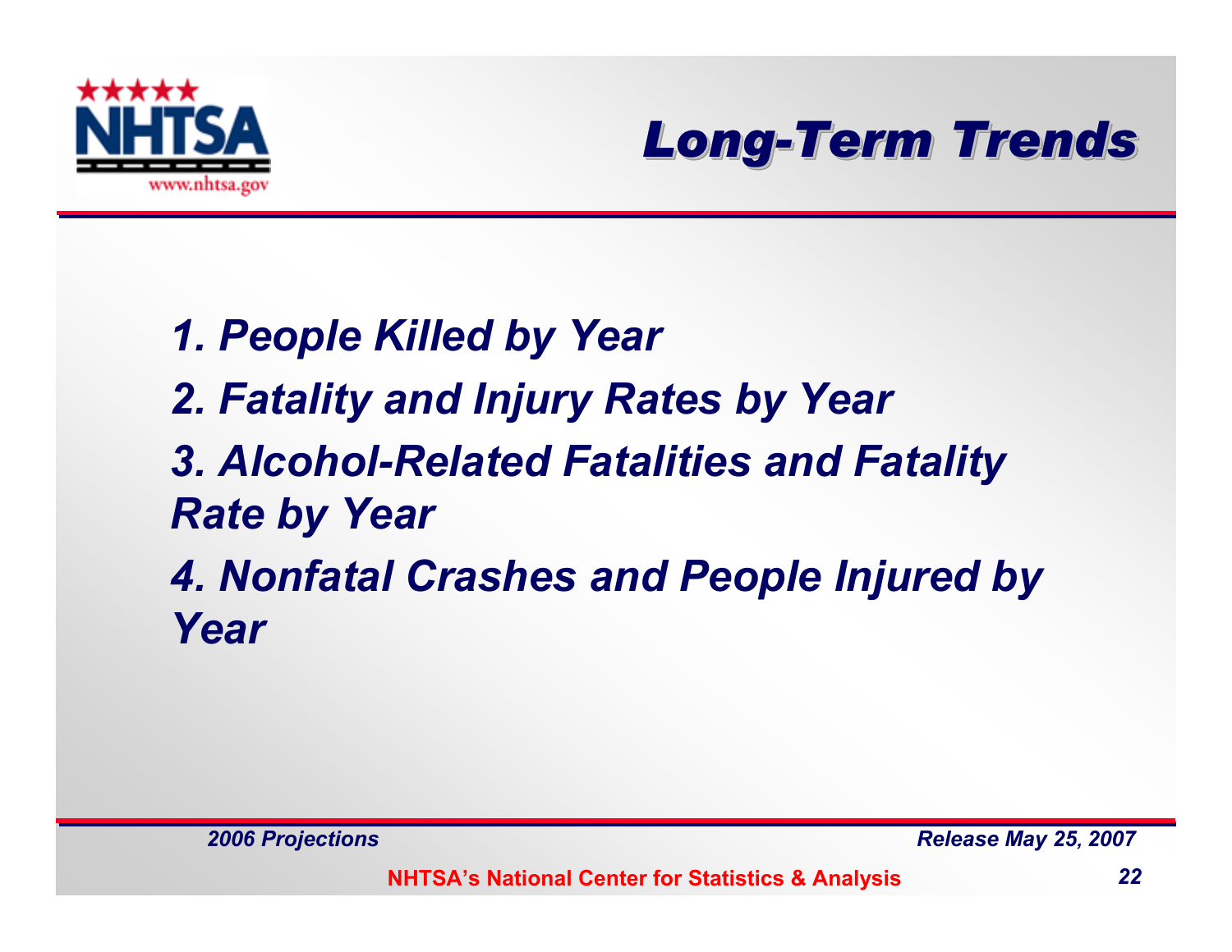# *Long-Term Trends*

*1. People Killed by Year*

*2. Fatality and Injury Rates by Year*

*3. Alcohol-Related Fatalities and Fatality Rate by Year*

*4. Nonfatal Crashes and People Injured by Year*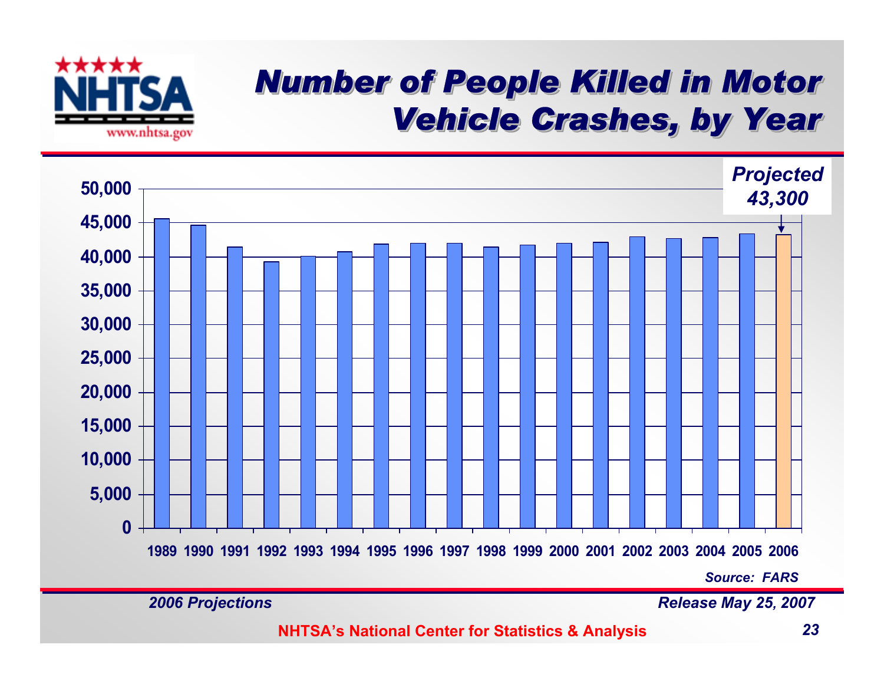# Number of People Killed in Motor Vehicle Crashes, by Year

Projected 43,300

| Year | Killed |
|---|---|
| 1989 | |
| 1990 | |
| 1991 | |
| 1992 | |
| 1993 | |
| 1994 | |
| 1995 | |
| 1996 | |
| 1997 | |
| 1998 | |
| 1999 | |
| 2000 | |
| 2001 | |
| 2002 | |
| 2003 | |
| 2004 | |
| 2005 | |
| 2006 | 43,300 (Projected) |

*Source: FARS*

*2006 Projections*

*Release May 25, 2007*

**NHTSA's National Center for Statistics & Analysis**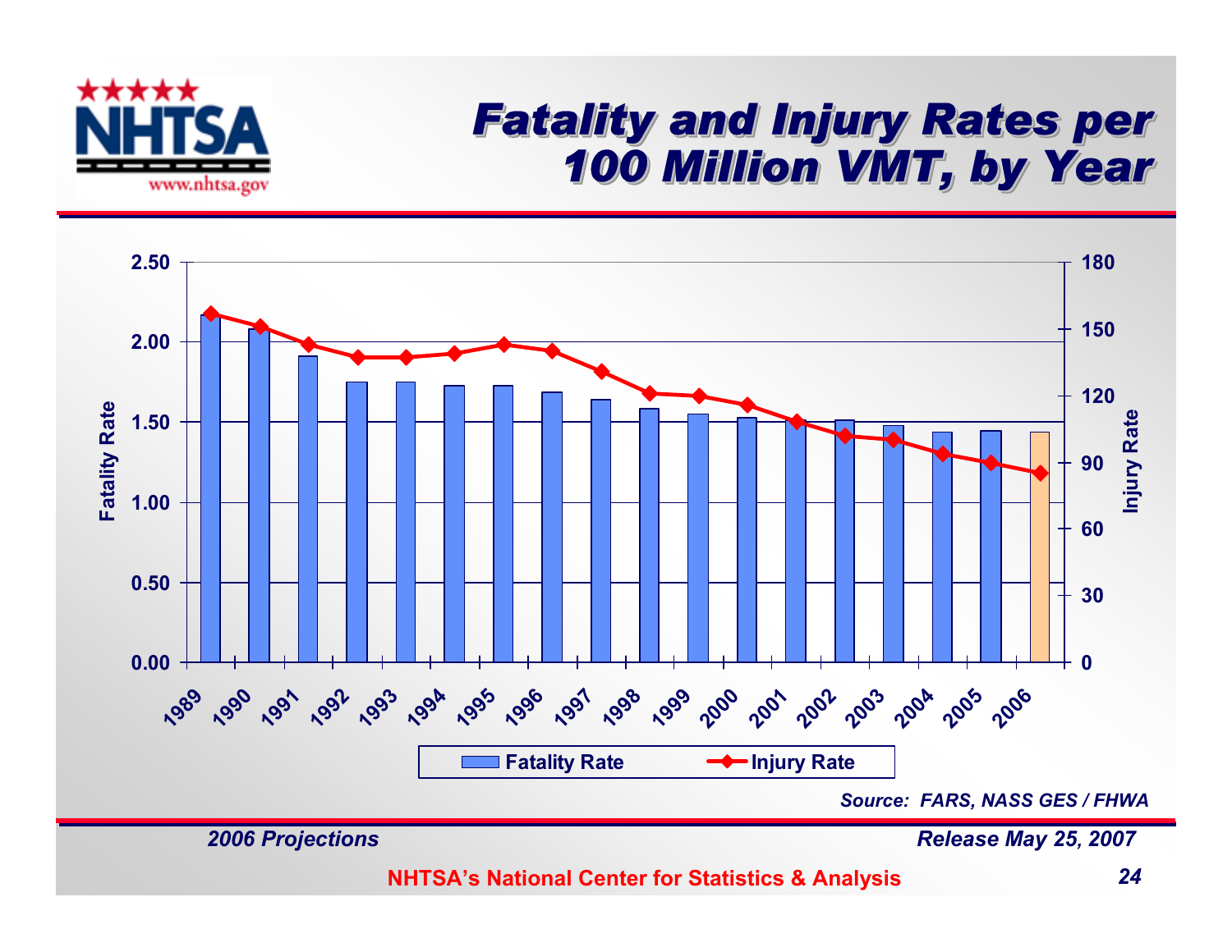# Fatality and Injury Rates per 100 Million VMT, by Year

Fatality Rate (left axis: 0.00–2.50); Injury Rate (right axis: 0–180)

Years: 1989, 1990, 1991, 1992, 1993, 1994, 1995, 1996, 1997, 1998, 1999, 2000, 2001, 2002, 2003, 2004, 2005, 2006

Legend: Fatality Rate, Injury Rate

*Source: FARS, NASS GES / FHWA*

*2006 Projections*

*Release May 25, 2007*

**NHTSA's National Center for Statistics & Analysis**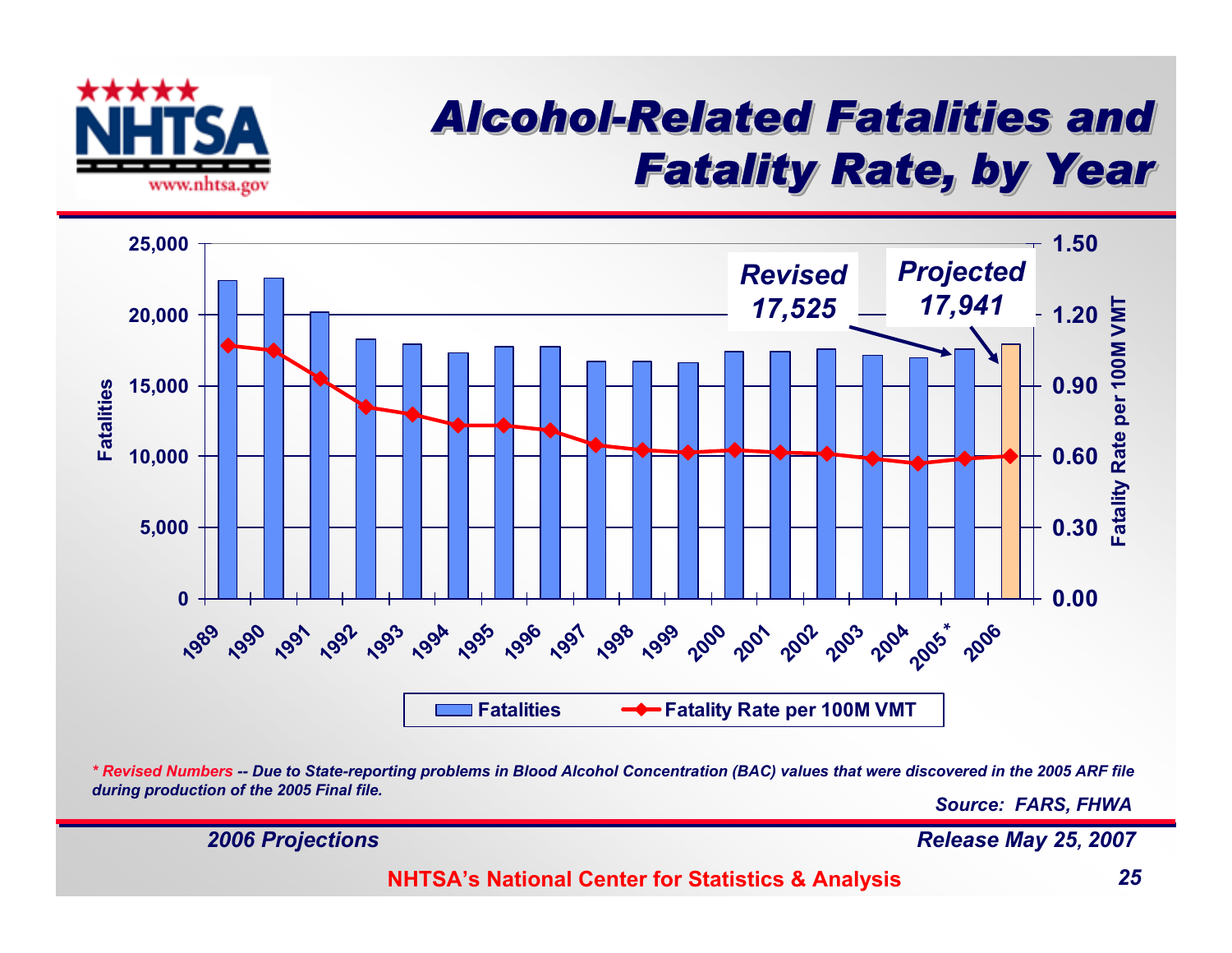# Alcohol-Related Fatalities and Fatality Rate, by Year

Revised 17,525

Projected 17,941

Fatalities | Fatality Rate per 100M VMT

*\* Revised Numbers -- Due to State-reporting problems in Blood Alcohol Concentration (BAC) values that were discovered in the 2005 ARF file during production of the 2005 Final file.*

*Source: FARS, FHWA*

*2006 Projections*

*Release May 25, 2007*

**NHTSA's National Center for Statistics & Analysis**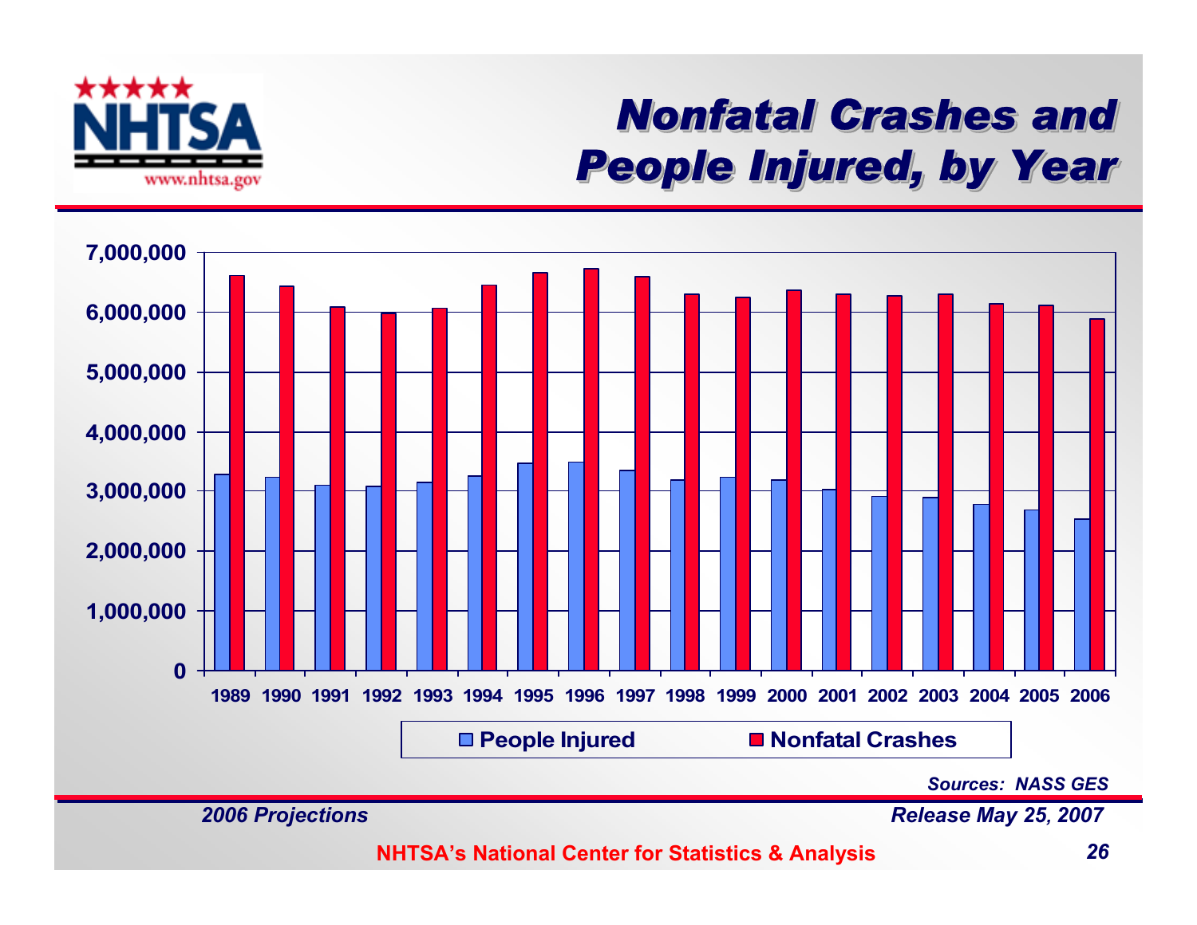# Nonfatal Crashes and People Injured, by Year

| Year | People Injured | Nonfatal Crashes |
|---|---|---|
| 1989 | | |
| 1990 | | |
| 1991 | | |
| 1992 | | |
| 1993 | | |
| 1994 | | |
| 1995 | | |
| 1996 | | |
| 1997 | | |
| 1998 | | |
| 1999 | | |
| 2000 | | |
| 2001 | | |
| 2002 | | |
| 2003 | | |
| 2004 | | |
| 2005 | | |
| 2006 | | |

*Sources: NASS GES*

*2006 Projections*

*Release May 25, 2007*

**NHTSA's National Center for Statistics & Analysis**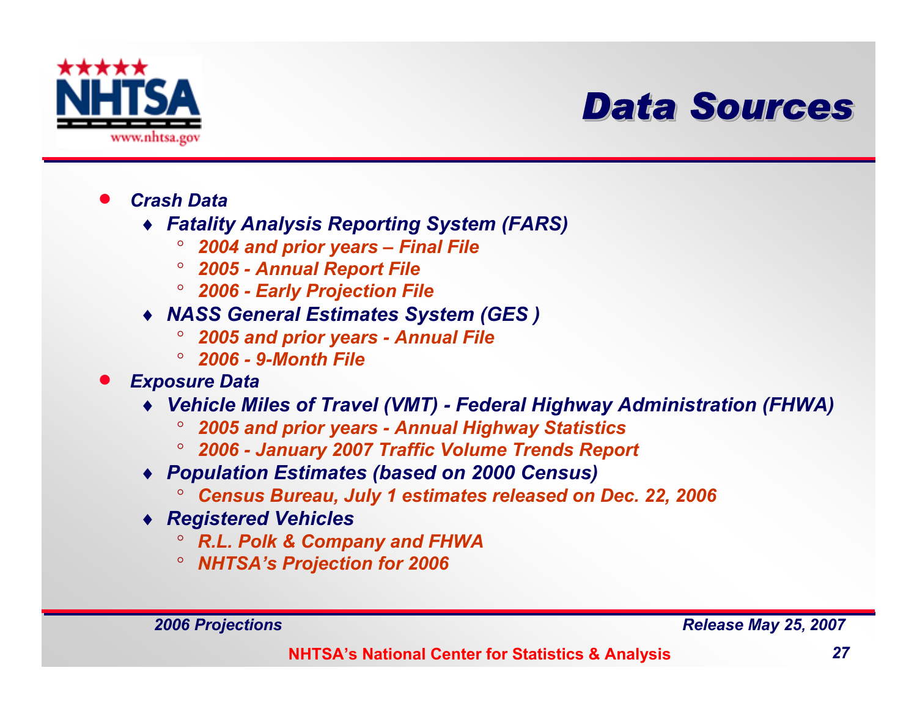# Data Sources

- *Crash Data*
  - *Fatality Analysis Reporting System (FARS)*
    - *2004 and prior years – Final File*
    - *2005 - Annual Report File*
    - *2006 - Early Projection File*
  - *NASS General Estimates System (GES )*
    - *2005 and prior years - Annual File*
    - *2006 - 9-Month File*
- *Exposure Data*
  - *Vehicle Miles of Travel (VMT) - Federal Highway Administration (FHWA)*
    - *2005 and prior years - Annual Highway Statistics*
    - *2006 - January 2007 Traffic Volume Trends Report*
  - *Population Estimates (based on 2000 Census)*
    - *Census Bureau, July 1 estimates released on Dec. 22, 2006*
  - *Registered Vehicles*
    - *R.L. Polk & Company and FHWA*
    - *NHTSA's Projection for 2006*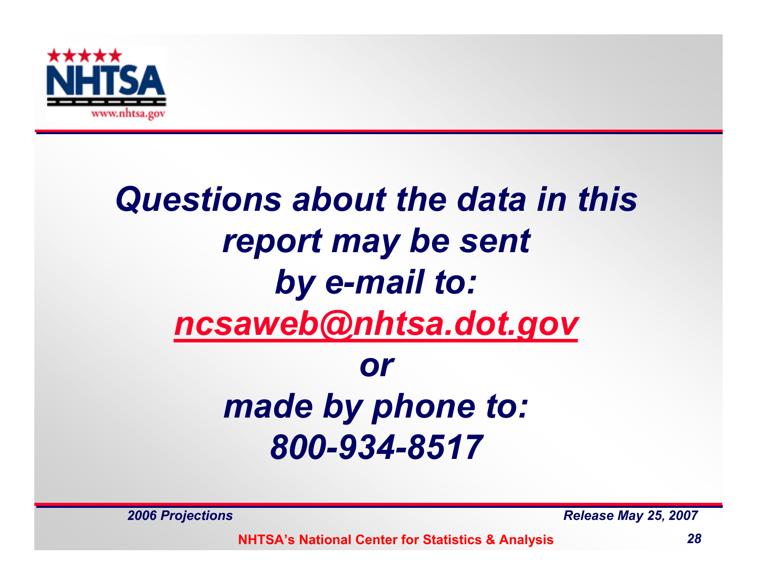***Questions about the data in this report may be sent by e-mail to:***

***ncsaweb@nhtsa.dot.gov***

***or***

***made by phone to:***

***800-934-8517***